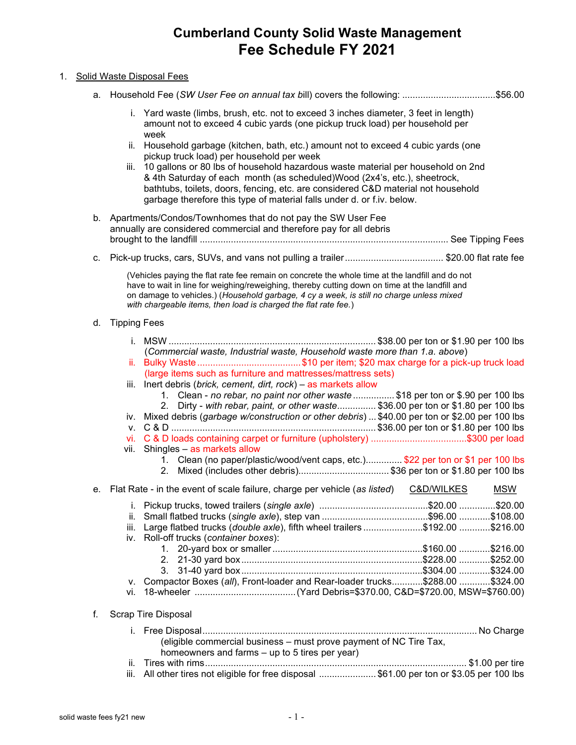# Cumberland County Solid Waste Management
# Fee Schedule FY 2021

1. Solid Waste Disposal Fees

   a. Household Fee (*SW User Fee on annual tax b*ill) covers the following: ....................................$56.00

      i. Yard waste (limbs, brush, etc. not to exceed 3 inches diameter, 3 feet in length) amount not to exceed 4 cubic yards (one pickup truck load) per household per week
      ii. Household garbage (kitchen, bath, etc.) amount not to exceed 4 cubic yards (one pickup truck load) per household per week
      iii. 10 gallons or 80 lbs of household hazardous waste material per household on 2nd & 4th Saturday of each month (as scheduled)Wood (2x4's, etc.), sheetrock, bathtubs, toilets, doors, fencing, etc. are considered C&D material not household garbage therefore this type of material falls under d. or f.iv. below.

   b. Apartments/Condos/Townhomes that do not pay the SW User Fee annually are considered commercial and therefore pay for all debris brought to the landfill ............................................................................................ See Tipping Fees

   c. Pick-up trucks, cars, SUVs, and vans not pulling a trailer ...................................... $20.00 flat rate fee

      (Vehicles paying the flat rate fee remain on concrete the whole time at the landfill and do not have to wait in line for weighing/reweighing, thereby cutting down on time at the landfill and on damage to vehicles.) (*Household garbage, 4 cy a week, is still no charge unless mixed with chargeable items, then load is charged the flat rate fee.*)

   d. Tipping Fees

      i. MSW ................................................................................ $38.00 per ton or $1.90 per 100 lbs
         (*Commercial waste, Industrial waste, Household waste more than 1.a. above*)
      ii. Bulky Waste ........................................ $10 per item; $20 max charge for a pick-up truck load
         (large items such as furniture and mattresses/mattress sets)
      iii. Inert debris (*brick, cement, dirt, rock*) – as markets allow
         1. Clean - *no rebar, no paint nor other waste* ................ $18 per ton or $.90 per 100 lbs
         2. Dirty - *with rebar, paint, or other waste*............... $36.00 per ton or $1.80 per 100 lbs
      iv. Mixed debris (*garbage w/construction or other debris*) ... $40.00 per ton or $2.00 per 100 lbs
      v. C & D ............................................................................. $36.00 per ton or $1.80 per 100 lbs
      vi. C & D loads containing carpet or furniture (upholstery) .....................................$300 per load
      vii. Shingles – as markets allow
         1. Clean (no paper/plastic/wood/vent caps, etc.).............. $22 per ton or $1 per 100 lbs
         2. Mixed (includes other debris)................................... $36 per ton or $1.80 per 100 lbs

   e. Flat Rate - in the event of scale failure, charge per vehicle (*as listed*)

| | C&D/WILKES | MSW |
|---|---|---|
| i. Pickup trucks, towed trailers (*single axle*) | $20.00 | $20.00 |
| ii. Small flatbed trucks (*single axle*), step van | $96.00 | $108.00 |
| iii. Large flatbed trucks (*double axle*), fifth wheel trailers | $192.00 | $216.00 |
| iv. Roll-off trucks (*container boxes*): | | |
| 1. 20-yard box or smaller | $160.00 | $216.00 |
| 2. 21-30 yard box | $228.00 | $252.00 |
| 3. 31-40 yard box | $304.00 | $324.00 |
| v. Compactor Boxes (*all*), Front-loader and Rear-loader trucks | $288.00 | $324.00 |
| vi. 18-wheeler | (Yard Debris=$370.00, C&D=$720.00, MSW=$760.00) | |

   f. Scrap Tire Disposal

      i. Free Disposal.......................................................................................................... No Charge
         (eligible commercial business – must prove payment of NC Tire Tax, homeowners and farms – up to 5 tires per year)
      ii. Tires with rims.................................................................................................... $1.00 per tire
      iii. All other tires not eligible for free disposal ...................... $61.00 per ton or $3.05 per 100 lbs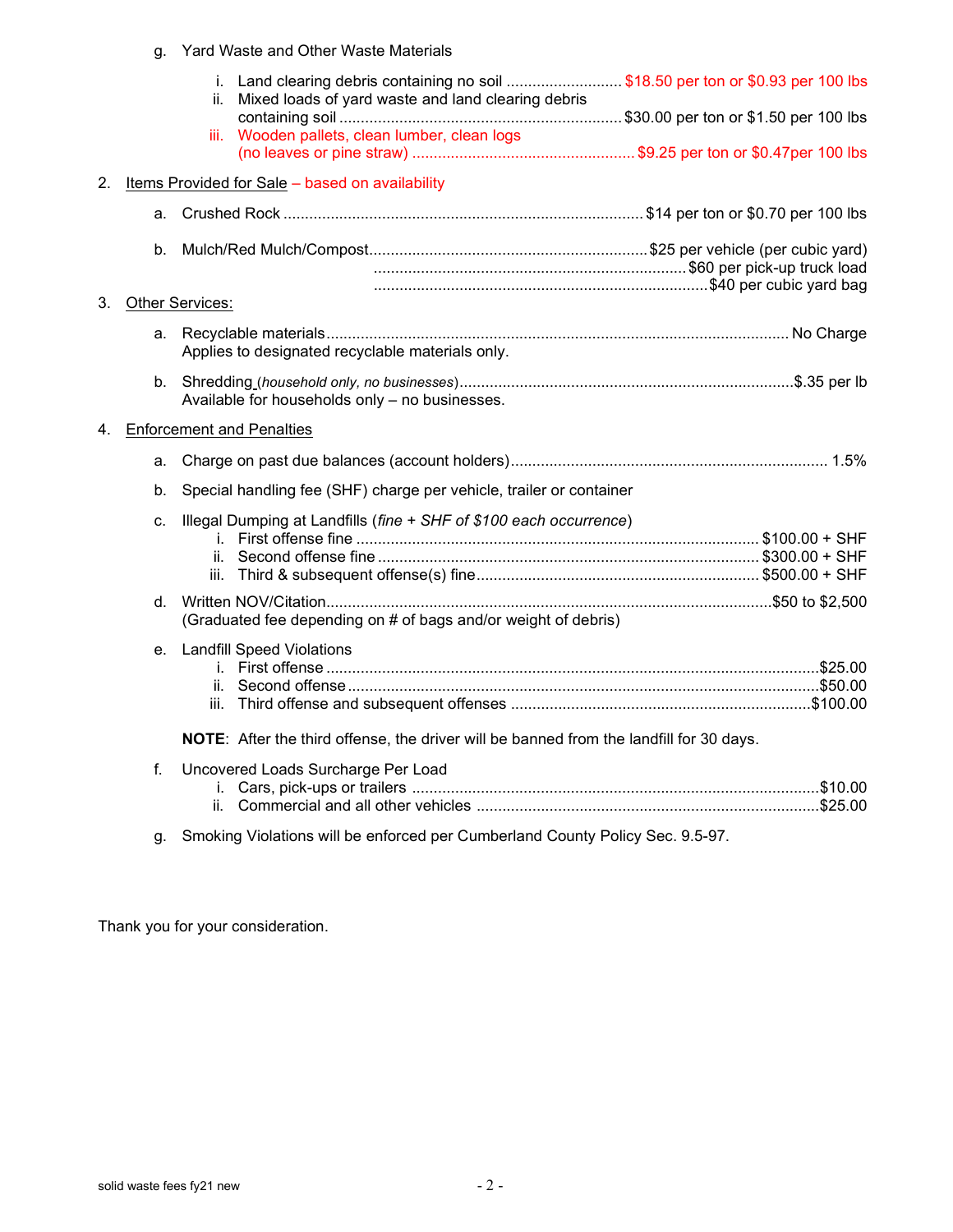g. Yard Waste and Other Waste Materials

   i. Land clearing debris containing no soil ........................... $18.50 per ton or $0.93 per 100 lbs
   ii. Mixed loads of yard waste and land clearing debris containing soil .................................................................. $30.00 per ton or $1.50 per 100 lbs
   iii. Wooden pallets, clean lumber, clean logs (no leaves or pine straw) ................................................... $9.25 per ton or $0.47per 100 lbs

2. Items Provided for Sale – based on availability

   a. Crushed Rock .................................................................................... $14 per ton or $0.70 per 100 lbs

   b. Mulch/Red Mulch/Compost................................................................ $25 per vehicle (per cubic yard)
   ........................................................................ $60 per pick-up truck load
   ............................................................................. $40 per cubic yard bag

3. Other Services:

   a. Recyclable materials.......................................................................................................... No Charge
   Applies to designated recyclable materials only.

   b. Shredding (*household only, no businesses*)............................................................................ $.35 per lb
   Available for households only – no businesses.

4. Enforcement and Penalties

   a. Charge on past due balances (account holders)......................................................................... 1.5%

   b. Special handling fee (SHF) charge per vehicle, trailer or container

   c. Illegal Dumping at Landfills (*fine + SHF of $100 each occurrence*)
      i. First offense fine ............................................................................................ $100.00 + SHF
      ii. Second offense fine ........................................................................................ $300.00 + SHF
      iii. Third & subsequent offense(s) fine................................................................ $500.00 + SHF

   d. Written NOV/Citation....................................................................................................... $50 to $2,500
   (Graduated fee depending on # of bags and/or weight of debris)

   e. Landfill Speed Violations
      i. First offense ................................................................................................................. $25.00
      ii. Second offense ............................................................................................................ $50.00
      iii. Third offense and subsequent offenses ..................................................................... $100.00

   **NOTE**: After the third offense, the driver will be banned from the landfill for 30 days.

   f. Uncovered Loads Surcharge Per Load
      i. Cars, pick-ups or trailers ............................................................................................. $10.00
      ii. Commercial and all other vehicles ............................................................................... $25.00

   g. Smoking Violations will be enforced per Cumberland County Policy Sec. 9.5-97.

Thank you for your consideration.

solid waste fees fy21 new